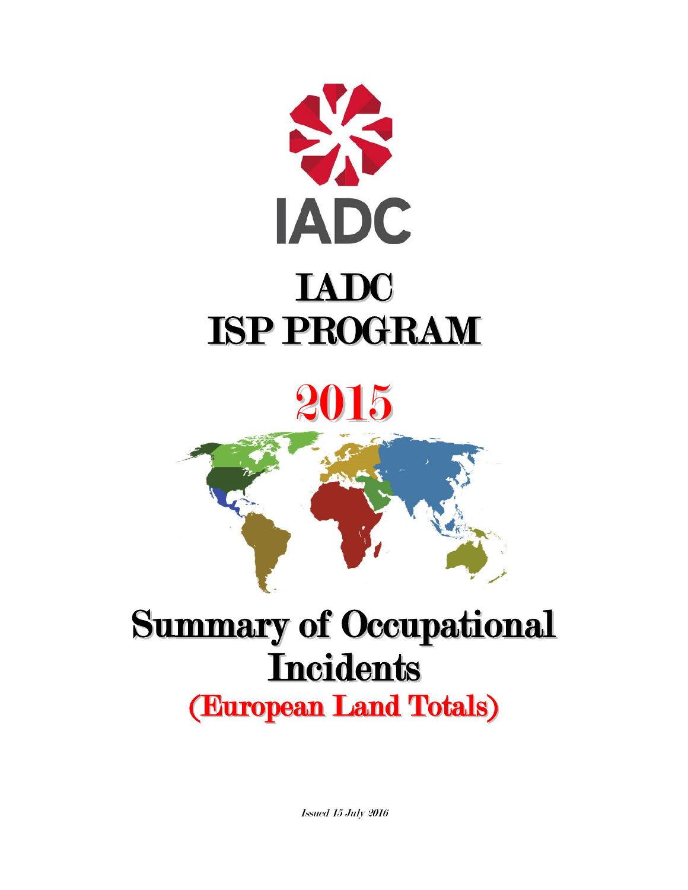# IADC

# IADC ISP PROGRAM

# 2015

# Summary of Occupational Incidents

## (European Land Totals)

*Issued 15 July 2016*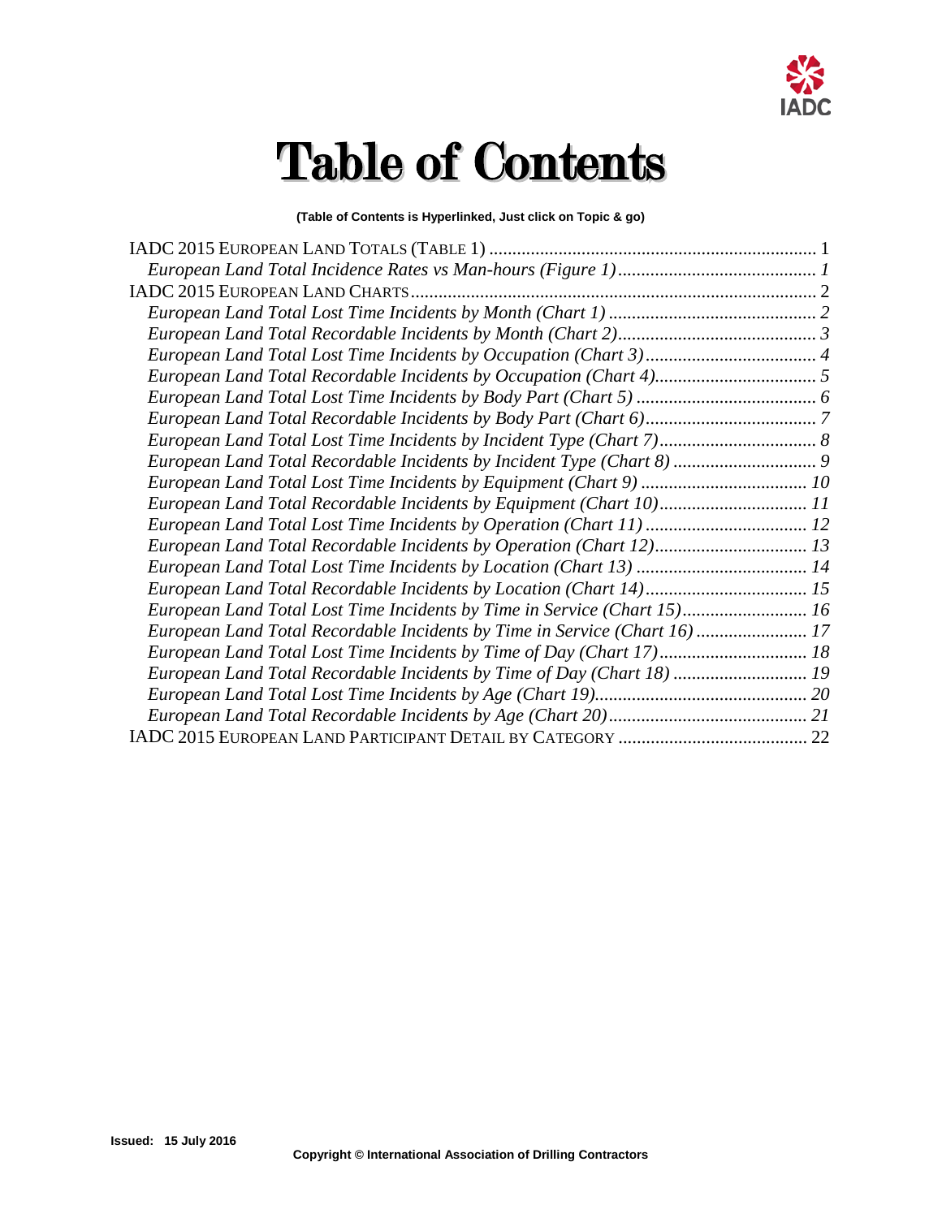# Table of Contents

**(Table of Contents is Hyperlinked, Just click on Topic & go)**

IADC 2015 EUROPEAN LAND TOTALS (TABLE 1) .......................................................................... 1

*European Land Total Incidence Rates vs Man-hours (Figure 1) ........................................... 1*

IADC 2015 EUROPEAN LAND CHARTS ......................................................................................... 2

*European Land Total Lost Time Incidents by Month (Chart 1) ............................................. 2*

*European Land Total Recordable Incidents by Month (Chart 2) ........................................... 3*

*European Land Total Lost Time Incidents by Occupation (Chart 3) ..................................... 4*

*European Land Total Recordable Incidents by Occupation (Chart 4) .................................. 5*

*European Land Total Lost Time Incidents by Body Part (Chart 5) ....................................... 6*

*European Land Total Recordable Incidents by Body Part (Chart 6) ..................................... 7*

*European Land Total Lost Time Incidents by Incident Type (Chart 7) .................................. 8*

*European Land Total Recordable Incidents by Incident Type (Chart 8) ............................... 9*

*European Land Total Lost Time Incidents by Equipment (Chart 9) .................................... 10*

*European Land Total Recordable Incidents by Equipment (Chart 10) ................................ 11*

*European Land Total Lost Time Incidents by Operation (Chart 11) ................................... 12*

*European Land Total Recordable Incidents by Operation (Chart 12) ................................. 13*

*European Land Total Lost Time Incidents by Location (Chart 13) ..................................... 14*

*European Land Total Recordable Incidents by Location (Chart 14) ................................... 15*

*European Land Total Lost Time Incidents by Time in Service (Chart 15) ........................... 16*

*European Land Total Recordable Incidents by Time in Service (Chart 16) ........................ 17*

*European Land Total Lost Time Incidents by Time of Day (Chart 17) ................................ 18*

*European Land Total Recordable Incidents by Time of Day (Chart 18) ............................. 19*

*European Land Total Lost Time Incidents by Age (Chart 19) ............................................. 20*

*European Land Total Recordable Incidents by Age (Chart 20) ........................................... 21*

IADC 2015 EUROPEAN LAND PARTICIPANT DETAIL BY CATEGORY ......................................... 22

**Issued: 15 July 2016**

**Copyright © International Association of Drilling Contractors**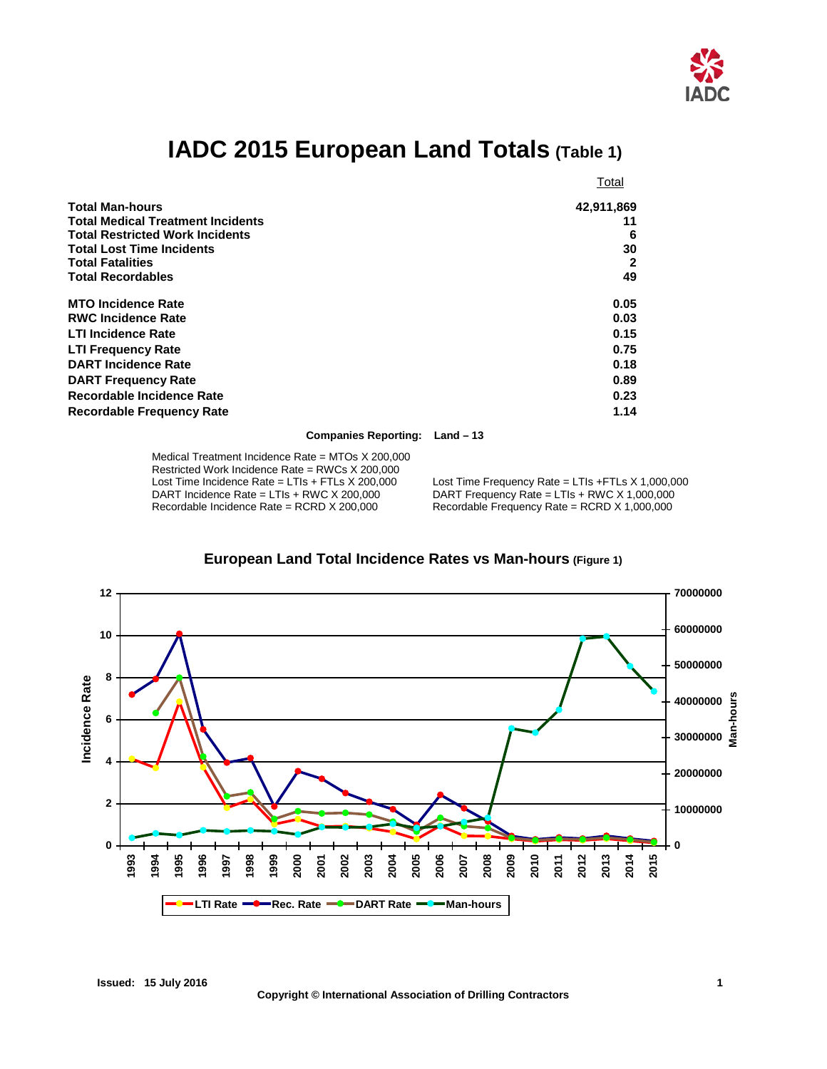# IADC 2015 European Land Totals (Table 1)

| | Total |
|---|---|
| **Total Man-hours** | **42,911,869** |
| **Total Medical Treatment Incidents** | **11** |
| **Total Restricted Work Incidents** | **6** |
| **Total Lost Time Incidents** | **30** |
| **Total Fatalities** | **2** |
| **Total Recordables** | **49** |
| | |
| **MTO Incidence Rate** | **0.05** |
| **RWC Incidence Rate** | **0.03** |
| **LTI Incidence Rate** | **0.15** |
| **LTI Frequency Rate** | **0.75** |
| **DART Incidence Rate** | **0.18** |
| **DART Frequency Rate** | **0.89** |
| **Recordable Incidence Rate** | **0.23** |
| **Recordable Frequency Rate** | **1.14** |

**Companies Reporting: Land – 13**

Medical Treatment Incidence Rate = MTOs X 200,000
Restricted Work Incidence Rate = RWCs X 200,000
Lost Time Incidence Rate = LTIs + FTLs X 200,000
DART Incidence Rate = LTIs + RWC X 200,000
Recordable Incidence Rate = RCRD X 200,000

Lost Time Frequency Rate = LTIs +FTLs X 1,000,000
DART Frequency Rate = LTIs + RWC X 1,000,000
Recordable Frequency Rate = RCRD X 1,000,000

## European Land Total Incidence Rates vs Man-hours (Figure 1)

**Issued: 15 July 2016**

**Copyright © International Association of Drilling Contractors**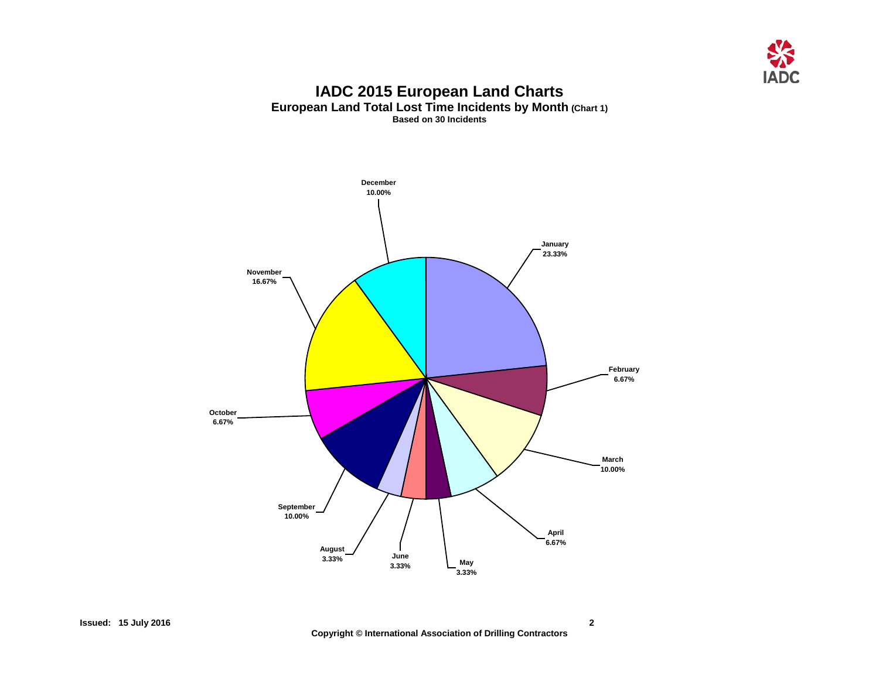# IADC 2015 European Land Charts

## European Land Total Lost Time Incidents by Month (Chart 1)

**Based on 30 Incidents**

| Month | Percentage |
| --- | --- |
| January | 23.33% |
| February | 6.67% |
| March | 10.00% |
| April | 6.67% |
| May | 3.33% |
| June | 3.33% |
| August | 3.33% |
| September | 10.00% |
| October | 6.67% |
| November | 16.67% |
| December | 10.00% |

**Issued: 15 July 2016**

**Copyright © International Association of Drilling Contractors**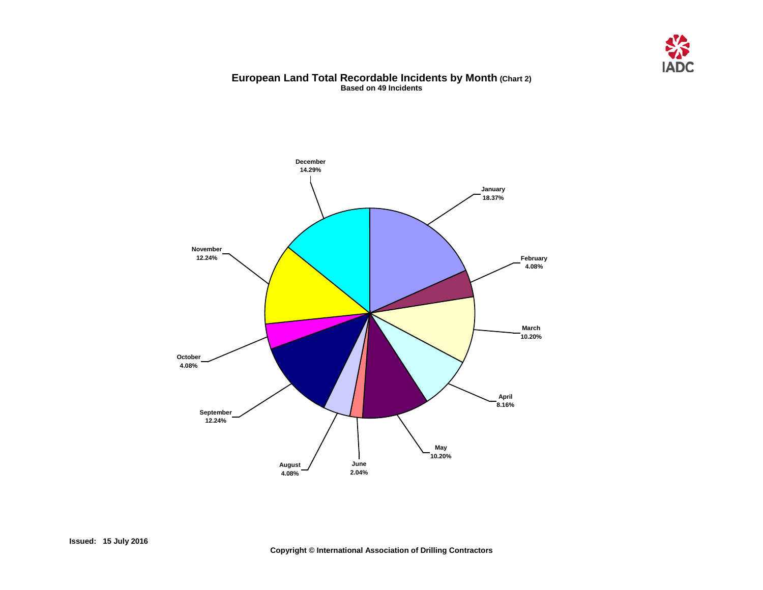# European Land Total Recordable Incidents by Month (Chart 2)

**Based on 49 Incidents**

| Month | Percentage |
|---|---|
| January | 18.37% |
| February | 4.08% |
| March | 10.20% |
| April | 8.16% |
| May | 10.20% |
| June | 2.04% |
| August | 4.08% |
| September | 12.24% |
| October | 4.08% |
| November | 12.24% |
| December | 14.29% |

**Issued: 15 July 2016**

**Copyright © International Association of Drilling Contractors**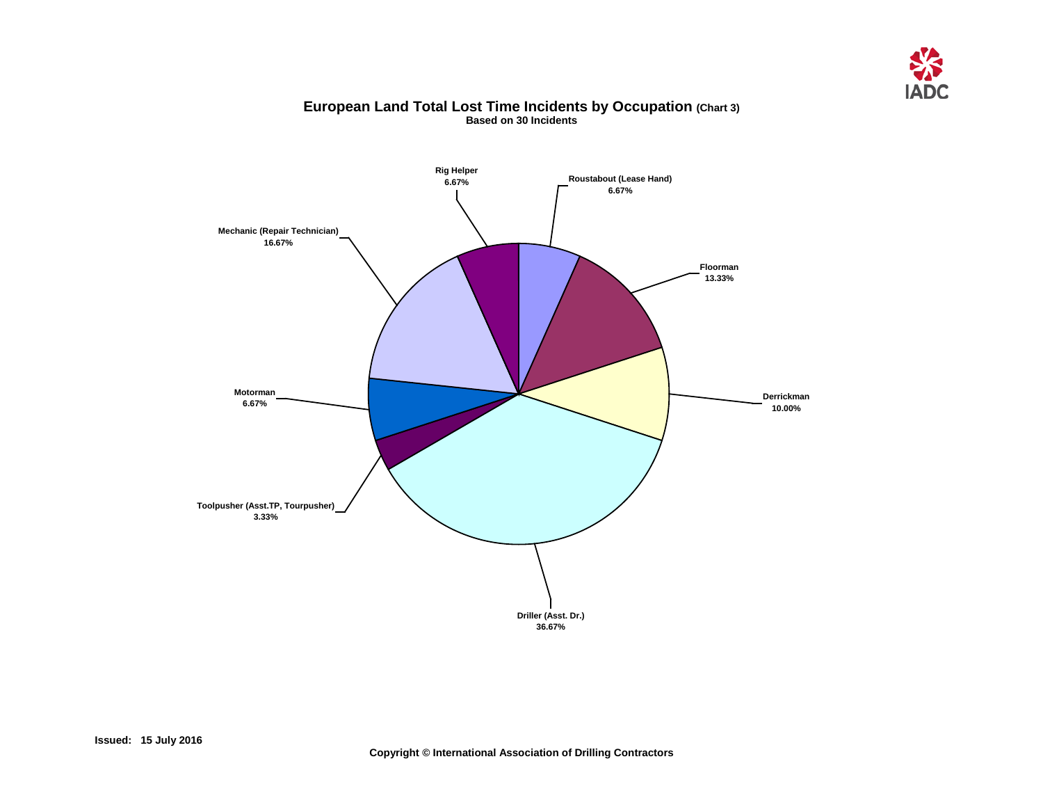## European Land Total Lost Time Incidents by Occupation (Chart 3)

**Based on 30 Incidents**

| Occupation | Percentage |
| --- | --- |
| Rig Helper | 6.67% |
| Roustabout (Lease Hand) | 6.67% |
| Floorman | 13.33% |
| Derrickman | 10.00% |
| Driller (Asst. Dr.) | 36.67% |
| Toolpusher (Asst.TP, Tourpusher) | 3.33% |
| Motorman | 6.67% |
| Mechanic (Repair Technician) | 16.67% |

**Issued: 15 July 2016**

**Copyright © International Association of Drilling Contractors**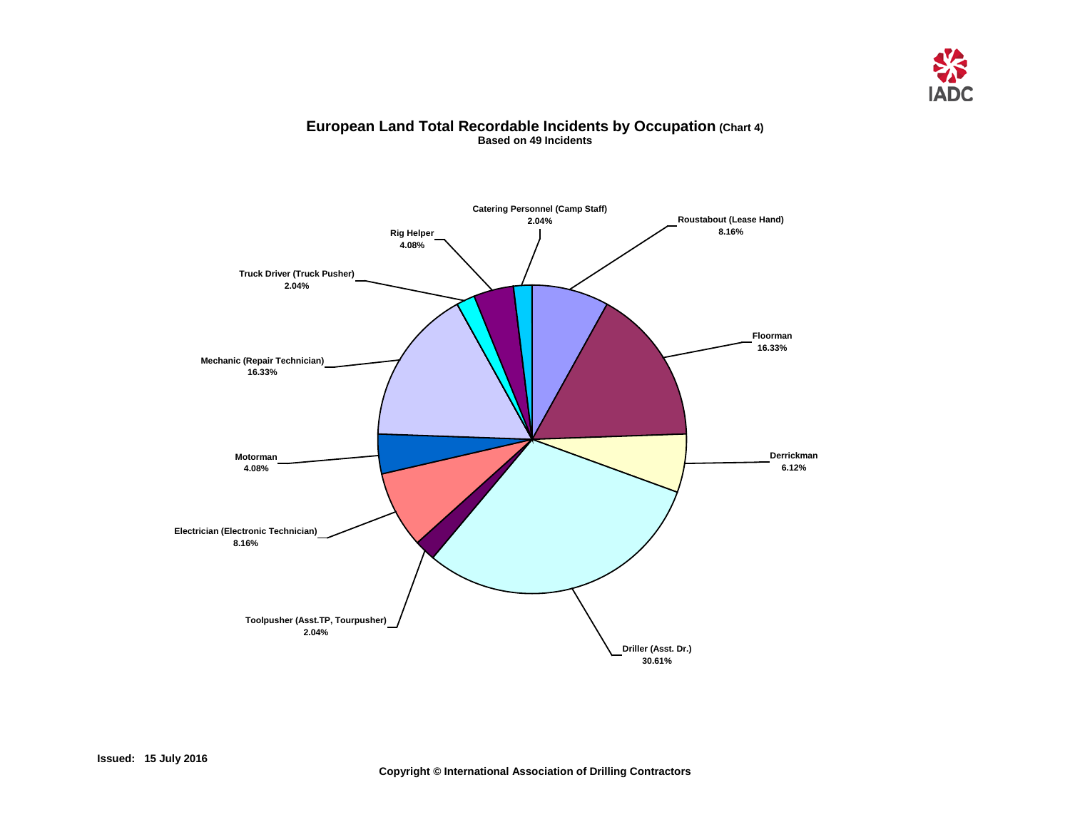# European Land Total Recordable Incidents by Occupation (Chart 4)

**Based on 49 Incidents**

Catering Personnel (Camp Staff)
2.04%

Roustabout (Lease Hand)
8.16%

Rig Helper
4.08%

Truck Driver (Truck Pusher)
2.04%

Floorman
16.33%

Mechanic (Repair Technician)
16.33%

Derrickman
6.12%

Motorman
4.08%

Electrician (Electronic Technician)
8.16%

Toolpusher (Asst.TP, Tourpusher)
2.04%

Driller (Asst. Dr.)
30.61%

**Issued: 15 July 2016**

**Copyright © International Association of Drilling Contractors**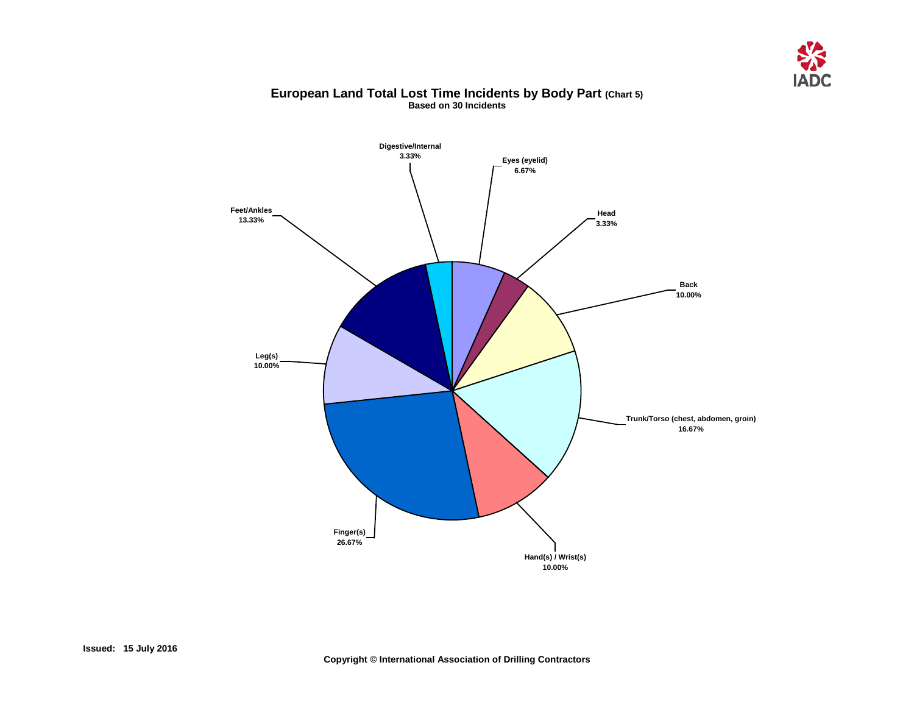# European Land Total Lost Time Incidents by Body Part (Chart 5)

**Based on 30 Incidents**

| Body Part | Percentage |
|---|---|
| Digestive/Internal | 3.33% |
| Eyes (eyelid) | 6.67% |
| Head | 3.33% |
| Back | 10.00% |
| Trunk/Torso (chest, abdomen, groin) | 16.67% |
| Hand(s) / Wrist(s) | 10.00% |
| Finger(s) | 26.67% |
| Leg(s) | 10.00% |
| Feet/Ankles | 13.33% |

**Issued: 15 July 2016**

**Copyright © International Association of Drilling Contractors**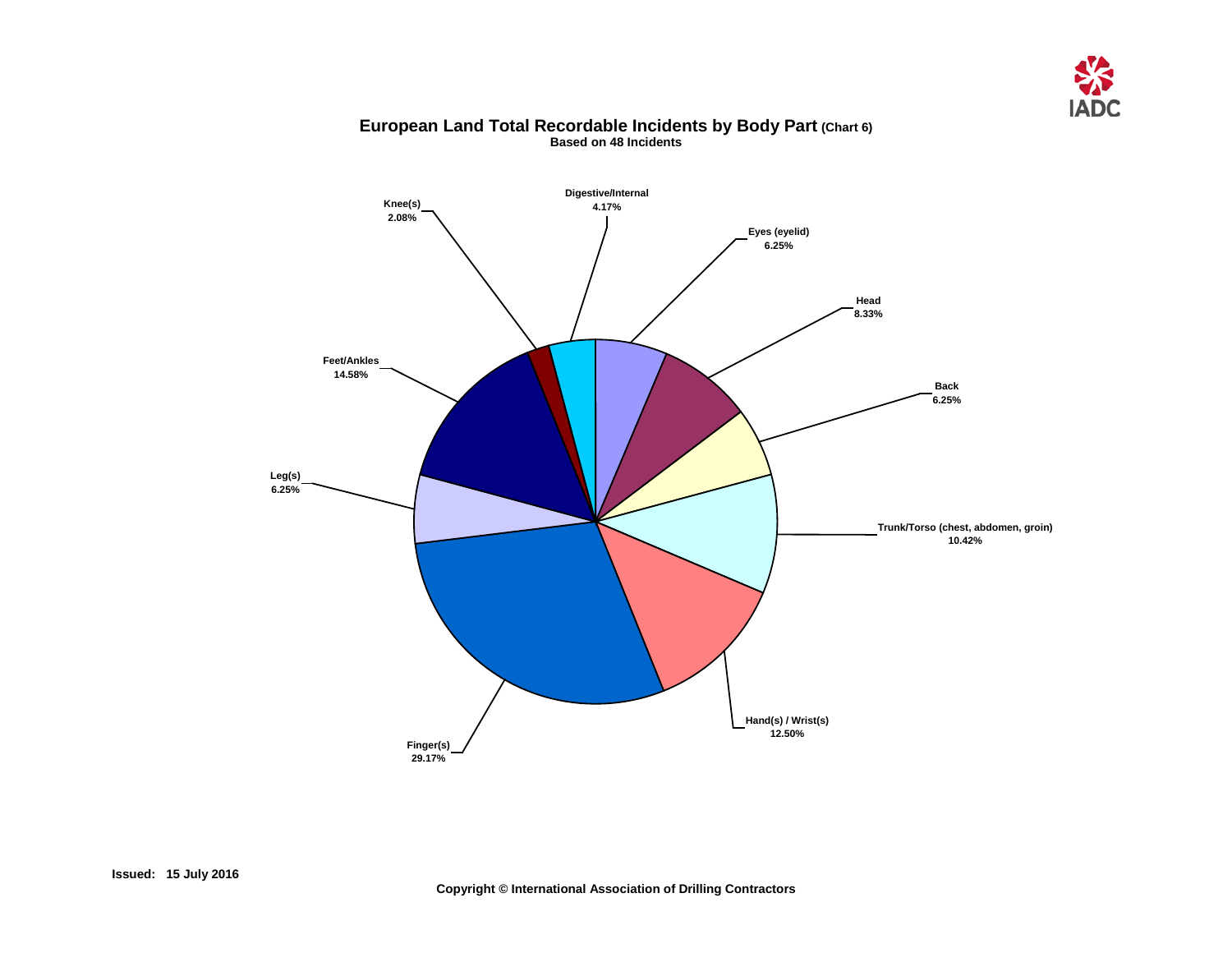## European Land Total Recordable Incidents by Body Part (Chart 6)

**Based on 48 Incidents**

| Body Part | Percentage |
|---|---|
| Digestive/Internal | 4.17% |
| Eyes (eyelid) | 6.25% |
| Head | 8.33% |
| Back | 6.25% |
| Trunk/Torso (chest, abdomen, groin) | 10.42% |
| Hand(s) / Wrist(s) | 12.50% |
| Finger(s) | 29.17% |
| Leg(s) | 6.25% |
| Feet/Ankles | 14.58% |
| Knee(s) | 2.08% |

**Issued: 15 July 2016**

**Copyright © International Association of Drilling Contractors**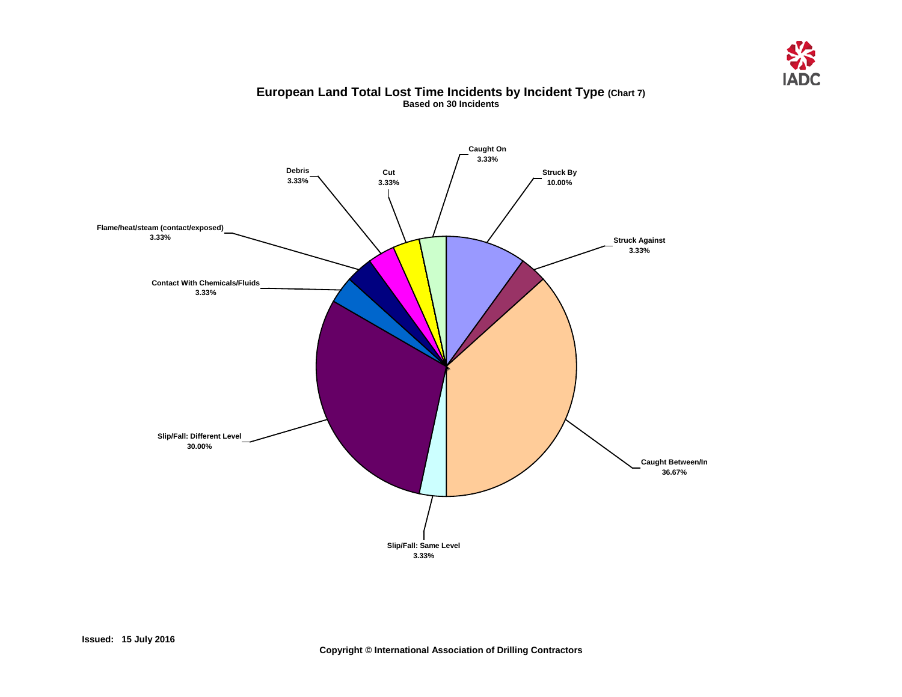## European Land Total Lost Time Incidents by Incident Type (Chart 7)

**Based on 30 Incidents**

| Incident Type | Percentage |
| --- | --- |
| Caught On | 3.33% |
| Struck By | 10.00% |
| Struck Against | 3.33% |
| Caught Between/In | 36.67% |
| Slip/Fall: Same Level | 3.33% |
| Slip/Fall: Different Level | 30.00% |
| Contact With Chemicals/Fluids | 3.33% |
| Flame/heat/steam (contact/exposed) | 3.33% |
| Debris | 3.33% |
| Cut | 3.33% |

**Issued: 15 July 2016**

**Copyright © International Association of Drilling Contractors**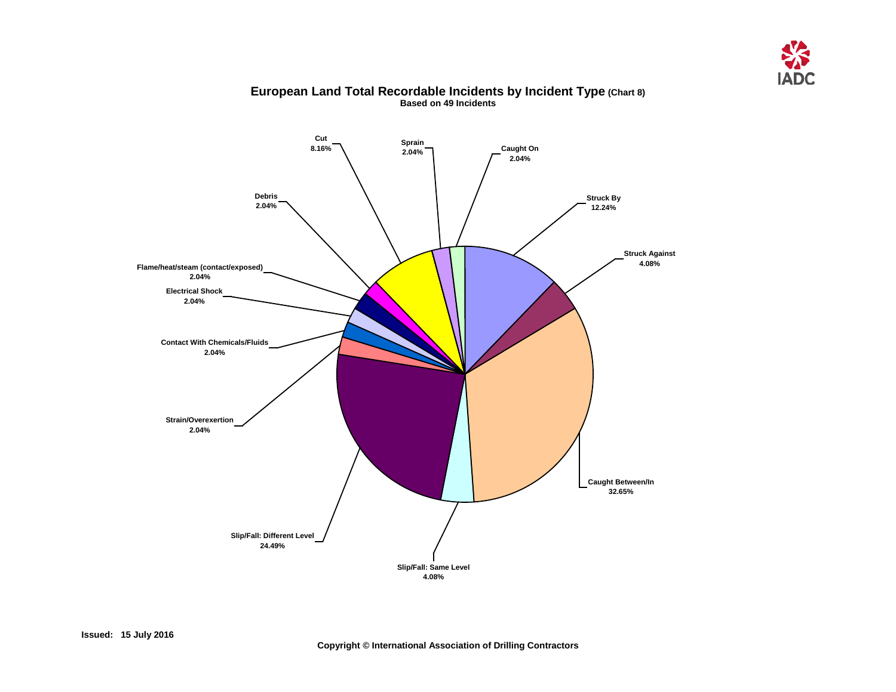# European Land Total Recordable Incidents by Incident Type (Chart 8)

**Based on 49 Incidents**

| Incident Type | Percentage |
|---|---|
| Struck By | 12.24% |
| Struck Against | 4.08% |
| Caught Between/In | 32.65% |
| Slip/Fall: Same Level | 4.08% |
| Slip/Fall: Different Level | 24.49% |
| Strain/Overexertion | 2.04% |
| Contact With Chemicals/Fluids | 2.04% |
| Electrical Shock | 2.04% |
| Flame/heat/steam (contact/exposed) | 2.04% |
| Debris | 2.04% |
| Cut | 8.16% |
| Sprain | 2.04% |
| Caught On | 2.04% |

**Issued: 15 July 2016**

**Copyright © International Association of Drilling Contractors**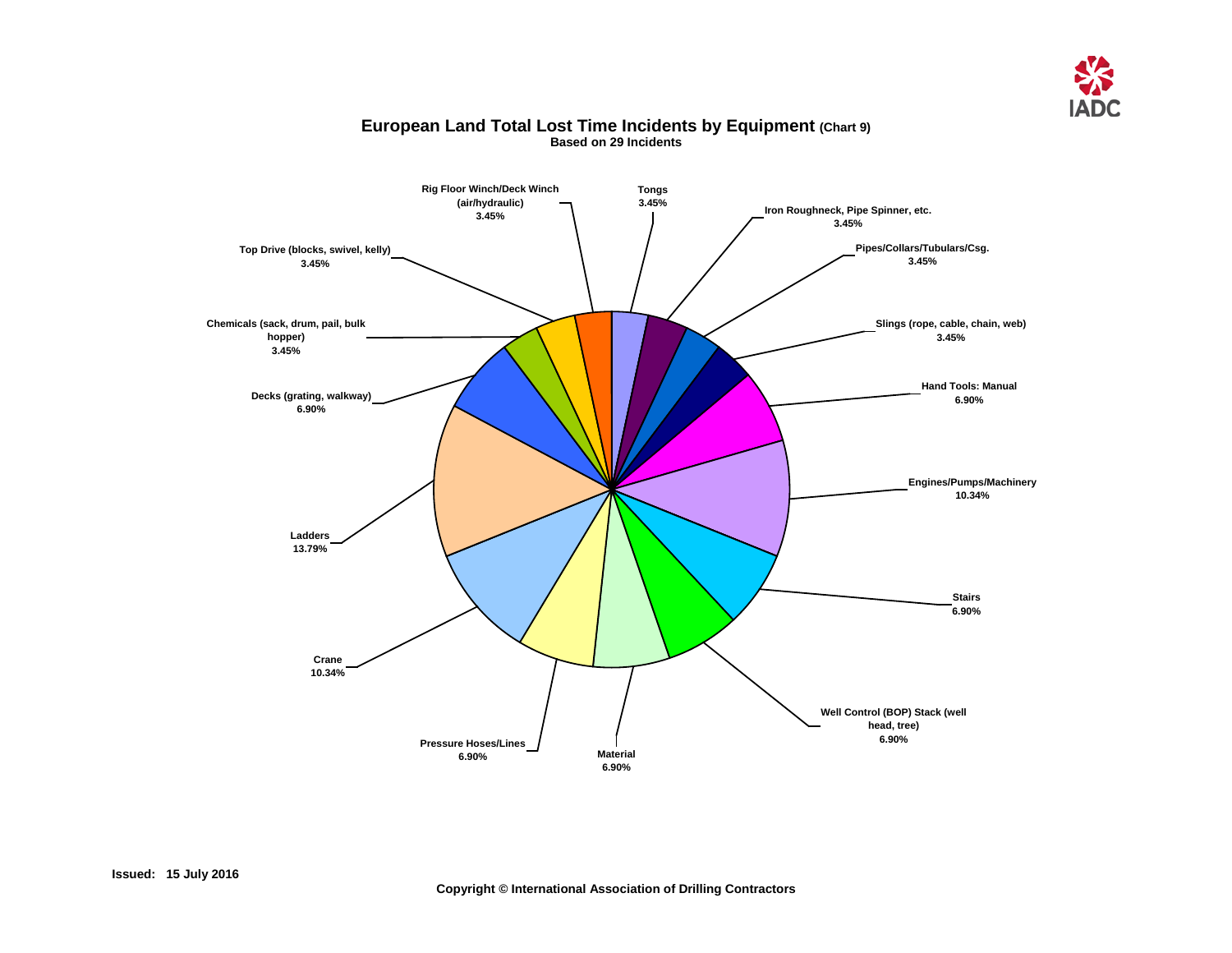## European Land Total Lost Time Incidents by Equipment (Chart 9)

**Based on 29 Incidents**

| Equipment | Percentage |
|---|---|
| Tongs | 3.45% |
| Iron Roughneck, Pipe Spinner, etc. | 3.45% |
| Pipes/Collars/Tubulars/Csg. | 3.45% |
| Slings (rope, cable, chain, web) | 3.45% |
| Hand Tools: Manual | 6.90% |
| Engines/Pumps/Machinery | 10.34% |
| Stairs | 6.90% |
| Well Control (BOP) Stack (well head, tree) | 6.90% |
| Material | 6.90% |
| Pressure Hoses/Lines | 6.90% |
| Crane | 10.34% |
| Ladders | 13.79% |
| Decks (grating, walkway) | 6.90% |
| Chemicals (sack, drum, pail, bulk hopper) | 3.45% |
| Top Drive (blocks, swivel, kelly) | 3.45% |
| Rig Floor Winch/Deck Winch (air/hydraulic) | 3.45% |

**Issued: 15 July 2016**

**Copyright © International Association of Drilling Contractors**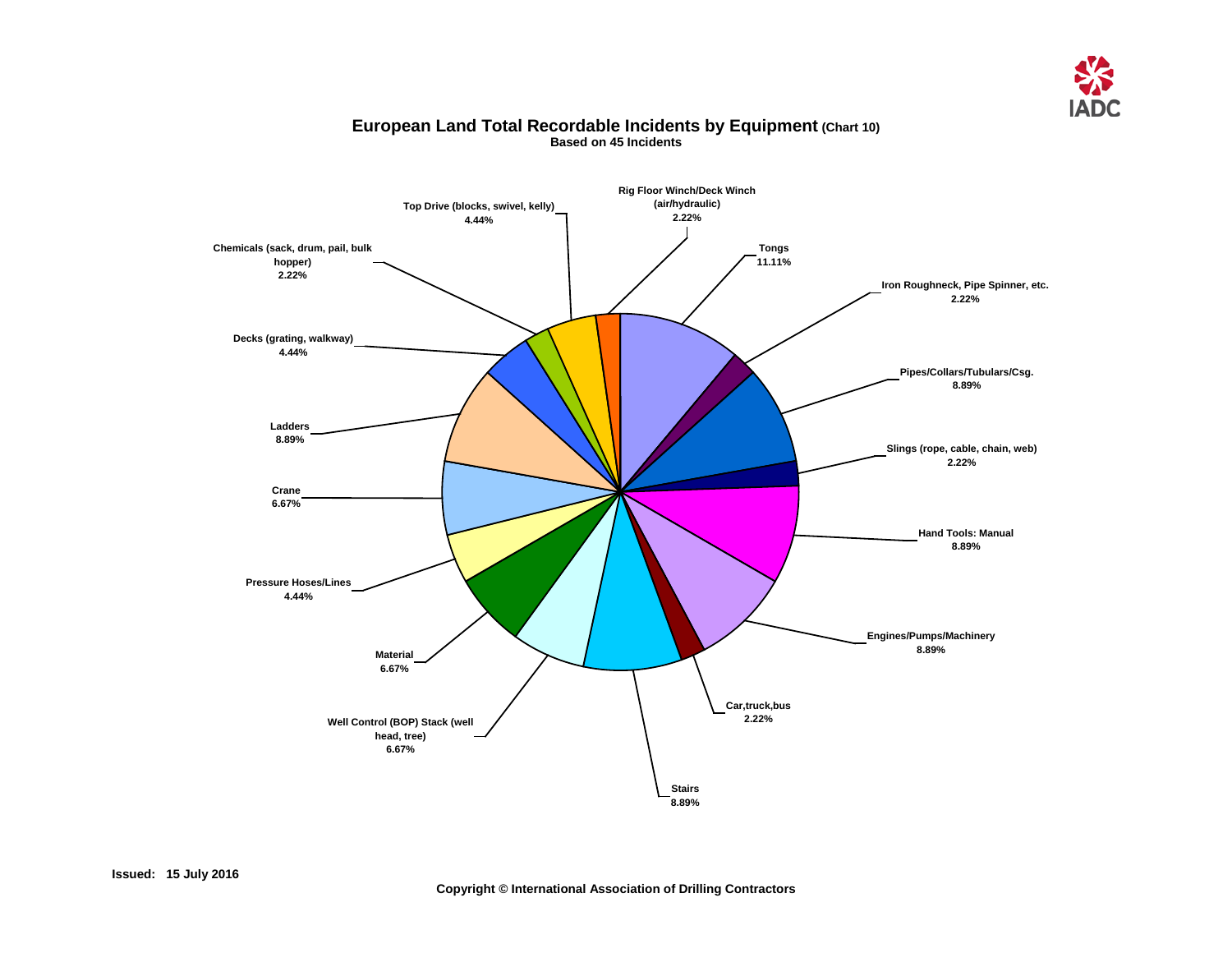# European Land Total Recordable Incidents by Equipment (Chart 10)

**Based on 45 Incidents**

| Equipment | Percentage |
|---|---|
| Tongs | 11.11% |
| Iron Roughneck, Pipe Spinner, etc. | 2.22% |
| Pipes/Collars/Tubulars/Csg. | 8.89% |
| Slings (rope, cable, chain, web) | 2.22% |
| Hand Tools: Manual | 8.89% |
| Engines/Pumps/Machinery | 8.89% |
| Car,truck,bus | 2.22% |
| Stairs | 8.89% |
| Well Control (BOP) Stack (well head, tree) | 6.67% |
| Material | 6.67% |
| Pressure Hoses/Lines | 4.44% |
| Crane | 6.67% |
| Ladders | 8.89% |
| Decks (grating, walkway) | 4.44% |
| Chemicals (sack, drum, pail, bulk hopper) | 2.22% |
| Top Drive (blocks, swivel, kelly) | 4.44% |
| Rig Floor Winch/Deck Winch (air/hydraulic) | 2.22% |

**Issued: 15 July 2016**

**Copyright © International Association of Drilling Contractors**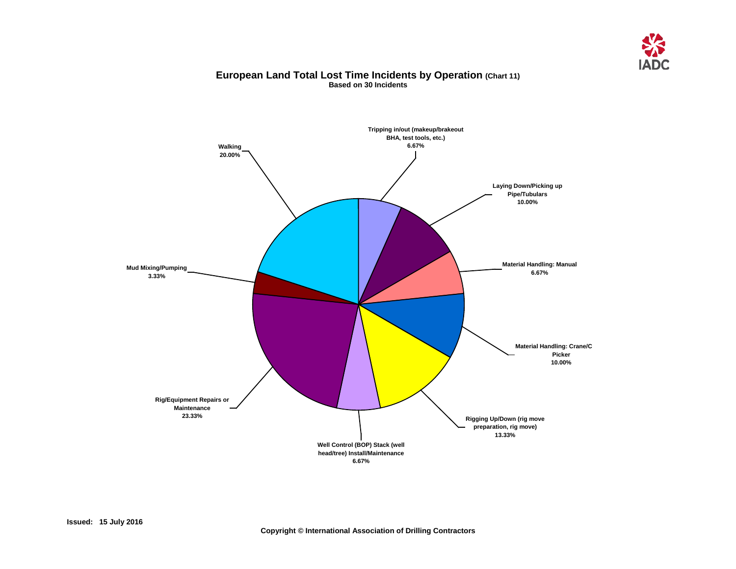# European Land Total Lost Time Incidents by Operation (Chart 11)

**Based on 30 Incidents**

Tripping in/out (makeup/brakeout BHA, test tools, etc.)
6.67%

Laying Down/Picking up Pipe/Tubulars
10.00%

Material Handling: Manual
6.67%

Material Handling: Crane/C Picker
10.00%

Rigging Up/Down (rig move preparation, rig move)
13.33%

Well Control (BOP) Stack (well head/tree) Install/Maintenance
6.67%

Rig/Equipment Repairs or Maintenance
23.33%

Mud Mixing/Pumping
3.33%

Walking
20.00%

**Issued: 15 July 2016**

**Copyright © International Association of Drilling Contractors**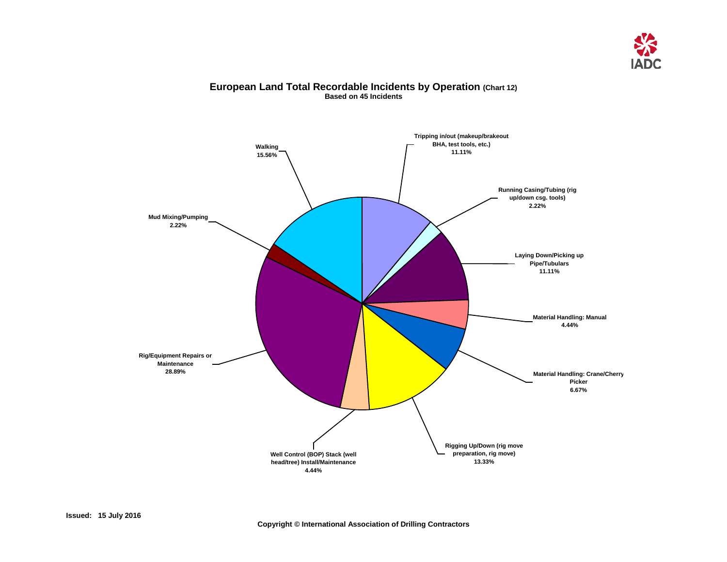## European Land Total Recordable Incidents by Operation (Chart 12)

**Based on 45 Incidents**

Tripping in/out (makeup/brakeout BHA, test tools, etc.) 11.11%

Running Casing/Tubing (rig up/down csg. tools) 2.22%

Laying Down/Picking up Pipe/Tubulars 11.11%

Material Handling: Manual 4.44%

Material Handling: Crane/Cherry Picker 6.67%

Rigging Up/Down (rig move preparation, rig move) 13.33%

Well Control (BOP) Stack (well head/tree) Install/Maintenance 4.44%

Rig/Equipment Repairs or Maintenance 28.89%

Mud Mixing/Pumping 2.22%

Walking 15.56%

**Issued: 15 July 2016**

**Copyright © International Association of Drilling Contractors**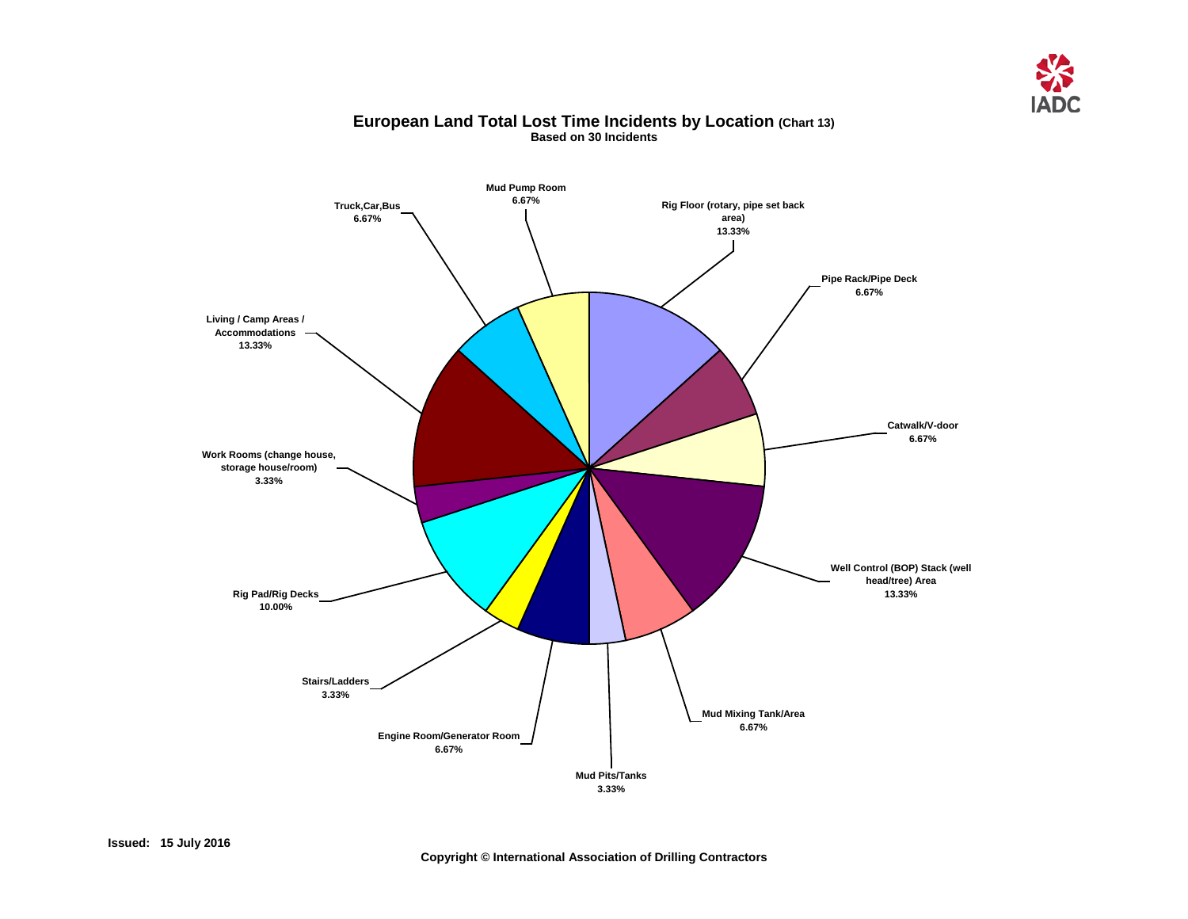## European Land Total Lost Time Incidents by Location (Chart 13)

**Based on 30 Incidents**

| Location | Percentage |
|---|---|
| Rig Floor (rotary, pipe set back area) | 13.33% |
| Pipe Rack/Pipe Deck | 6.67% |
| Catwalk/V-door | 6.67% |
| Well Control (BOP) Stack (well head/tree) Area | 13.33% |
| Mud Mixing Tank/Area | 6.67% |
| Mud Pits/Tanks | 3.33% |
| Engine Room/Generator Room | 6.67% |
| Stairs/Ladders | 3.33% |
| Rig Pad/Rig Decks | 10.00% |
| Work Rooms (change house, storage house/room) | 3.33% |
| Living / Camp Areas / Accommodations | 13.33% |
| Truck,Car,Bus | 6.67% |
| Mud Pump Room | 6.67% |

**Issued: 15 July 2016**

**Copyright © International Association of Drilling Contractors**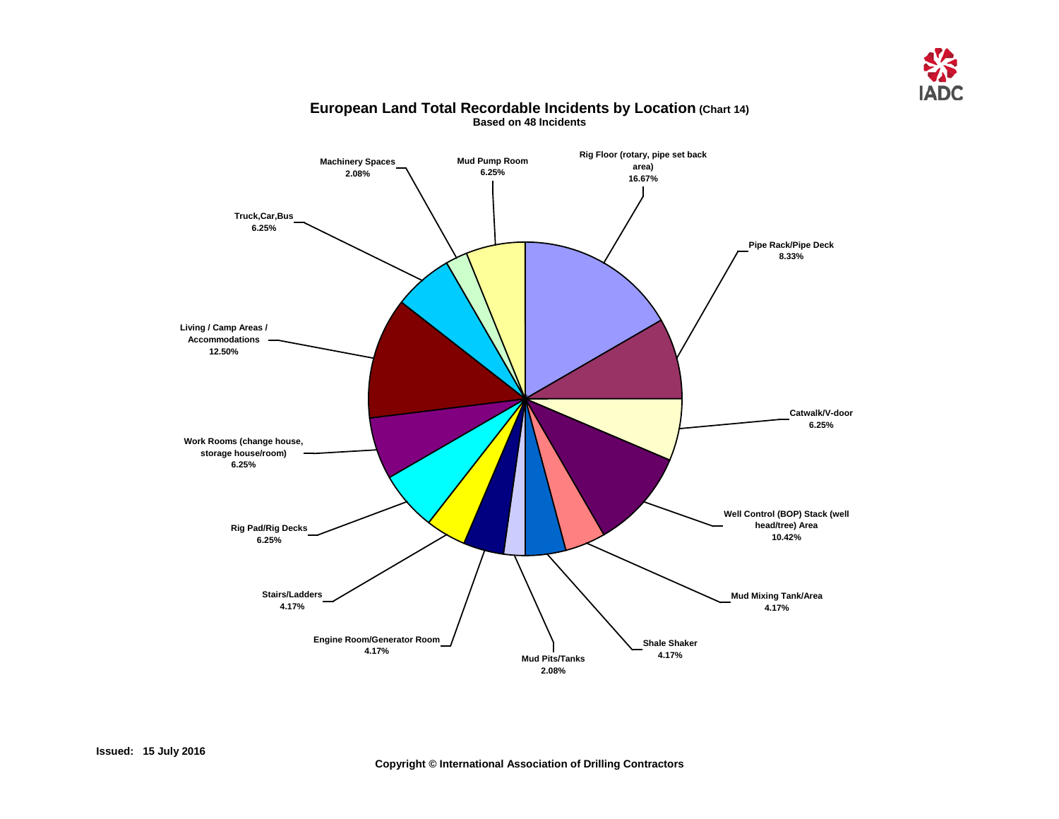# European Land Total Recordable Incidents by Location (Chart 14)

**Based on 48 Incidents**

| Location | Percentage |
| --- | --- |
| Rig Floor (rotary, pipe set back area) | 16.67% |
| Pipe Rack/Pipe Deck | 8.33% |
| Catwalk/V-door | 6.25% |
| Well Control (BOP) Stack (well head/tree) Area | 10.42% |
| Mud Mixing Tank/Area | 4.17% |
| Shale Shaker | 4.17% |
| Mud Pits/Tanks | 2.08% |
| Engine Room/Generator Room | 4.17% |
| Stairs/Ladders | 4.17% |
| Rig Pad/Rig Decks | 6.25% |
| Work Rooms (change house, storage house/room) | 6.25% |
| Living / Camp Areas / Accommodations | 12.50% |
| Truck,Car,Bus | 6.25% |
| Machinery Spaces | 2.08% |
| Mud Pump Room | 6.25% |

**Issued: 15 July 2016**

**Copyright © International Association of Drilling Contractors**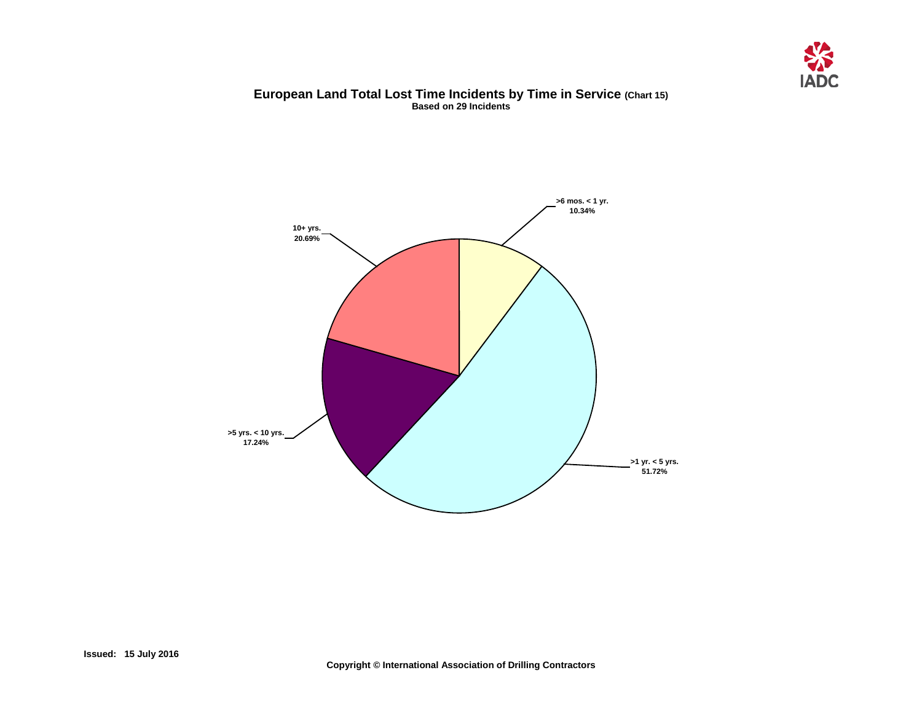# European Land Total Lost Time Incidents by Time in Service (Chart 15)

**Based on 29 Incidents**

>6 mos. < 1 yr.
10.34%

10+ yrs.
20.69%

>5 yrs. < 10 yrs.
17.24%

>1 yr. < 5 yrs.
51.72%

**Issued: 15 July 2016**

**Copyright © International Association of Drilling Contractors**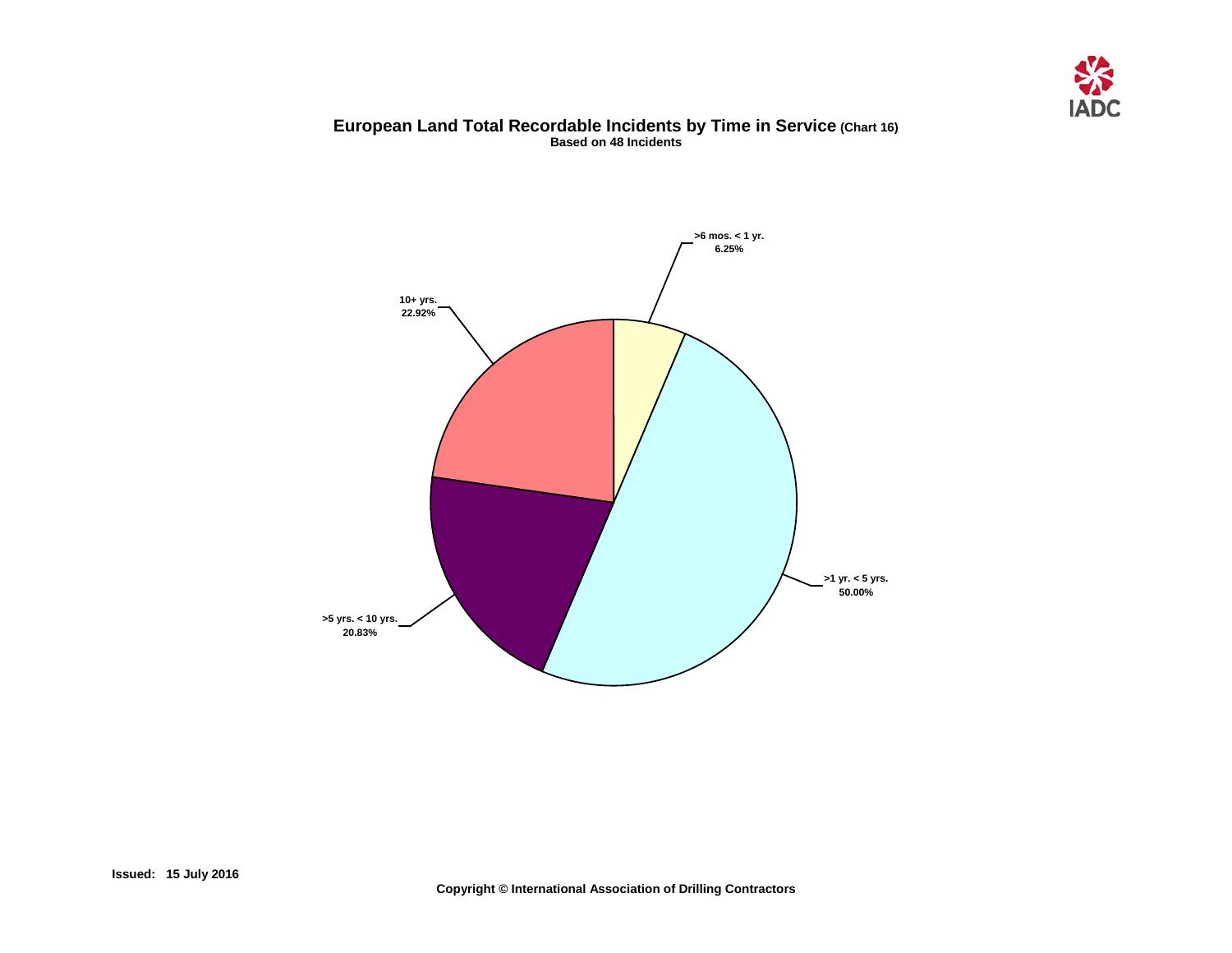# European Land Total Recordable Incidents by Time in Service (Chart 16)

**Based on 48 Incidents**

| Time in Service | Percentage |
| --- | --- |
| >6 mos. < 1 yr. | 6.25% |
| >1 yr. < 5 yrs. | 50.00% |
| >5 yrs. < 10 yrs. | 20.83% |
| 10+ yrs. | 22.92% |

**Issued: 15 July 2016**

**Copyright © International Association of Drilling Contractors**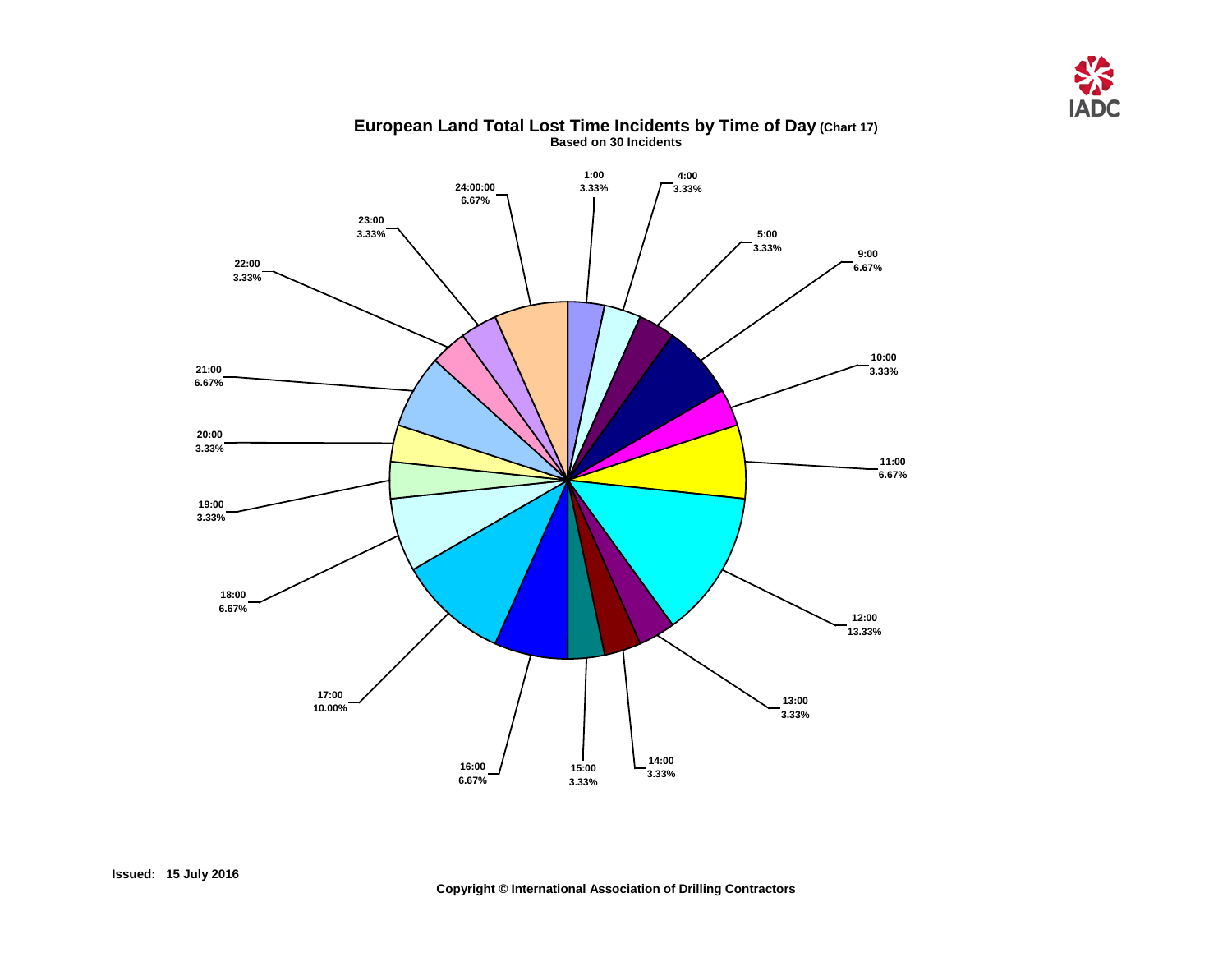## European Land Total Lost Time Incidents by Time of Day (Chart 17)

**Based on 30 Incidents**

| Time | Percentage |
|---|---|
| 1:00 | 3.33% |
| 4:00 | 3.33% |
| 5:00 | 3.33% |
| 9:00 | 6.67% |
| 10:00 | 3.33% |
| 11:00 | 6.67% |
| 12:00 | 13.33% |
| 13:00 | 3.33% |
| 14:00 | 3.33% |
| 15:00 | 3.33% |
| 16:00 | 6.67% |
| 17:00 | 10.00% |
| 18:00 | 6.67% |
| 19:00 | 3.33% |
| 20:00 | 3.33% |
| 21:00 | 6.67% |
| 22:00 | 3.33% |
| 23:00 | 3.33% |
| 24:00:00 | 6.67% |

**Issued: 15 July 2016**

**Copyright © International Association of Drilling Contractors**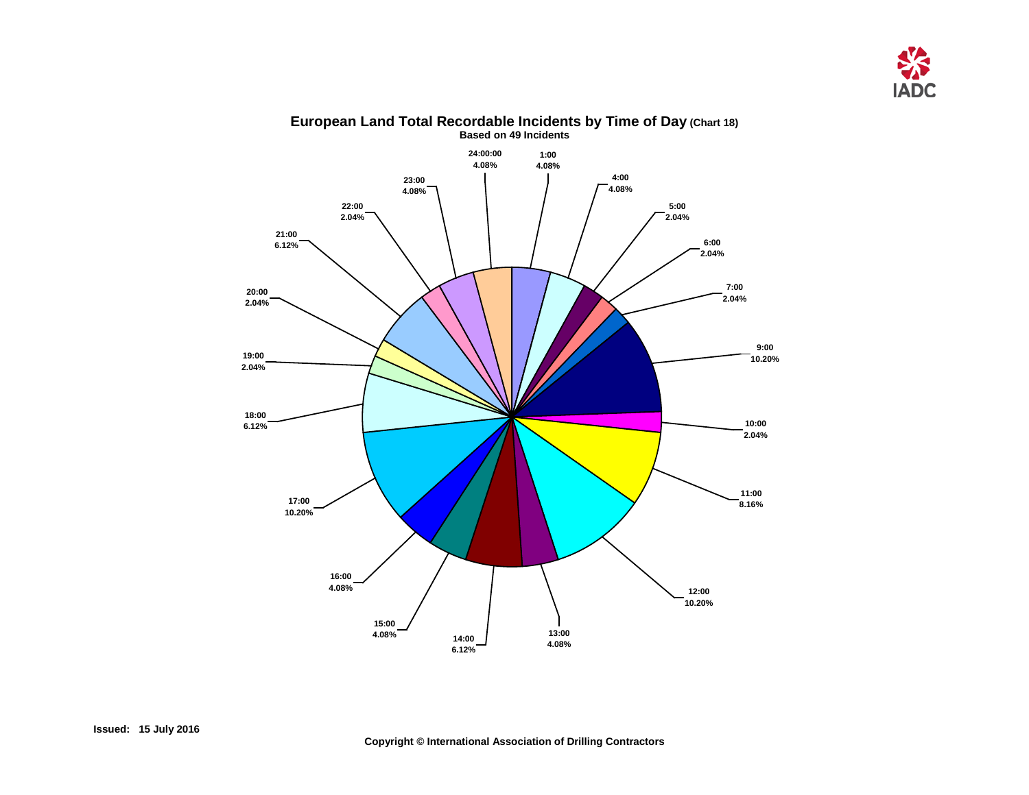# European Land Total Recordable Incidents by Time of Day (Chart 18)

**Based on 49 Incidents**

| Time | Percentage |
|---|---|
| 24:00:00 | 4.08% |
| 1:00 | 4.08% |
| 4:00 | 4.08% |
| 5:00 | 2.04% |
| 6:00 | 2.04% |
| 7:00 | 2.04% |
| 9:00 | 10.20% |
| 10:00 | 2.04% |
| 11:00 | 8.16% |
| 12:00 | 10.20% |
| 13:00 | 4.08% |
| 14:00 | 6.12% |
| 15:00 | 4.08% |
| 16:00 | 4.08% |
| 17:00 | 10.20% |
| 18:00 | 6.12% |
| 19:00 | 2.04% |
| 20:00 | 2.04% |
| 21:00 | 6.12% |
| 22:00 | 2.04% |
| 23:00 | 4.08% |

**Issued: 15 July 2016**

**Copyright © International Association of Drilling Contractors**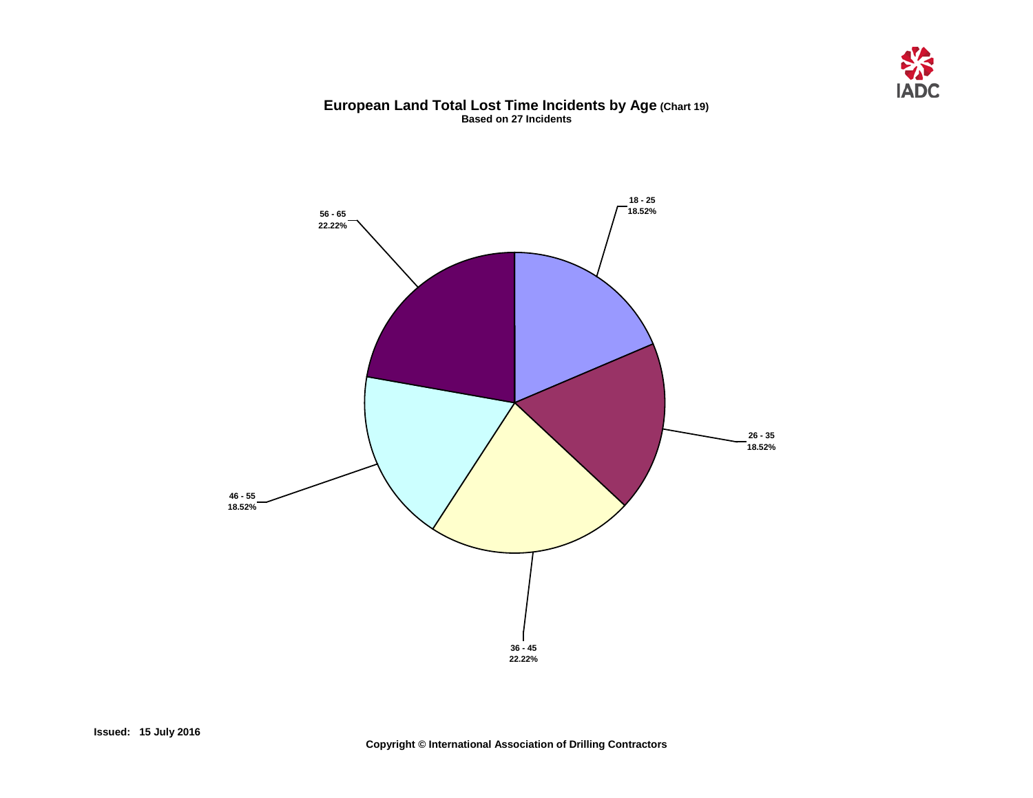# European Land Total Lost Time Incidents by Age (Chart 19)

**Based on 27 Incidents**

| Age | Percentage |
|---|---|
| 18 - 25 | 18.52% |
| 26 - 35 | 18.52% |
| 36 - 45 | 22.22% |
| 46 - 55 | 18.52% |
| 56 - 65 | 22.22% |

**Issued: 15 July 2016**

**Copyright © International Association of Drilling Contractors**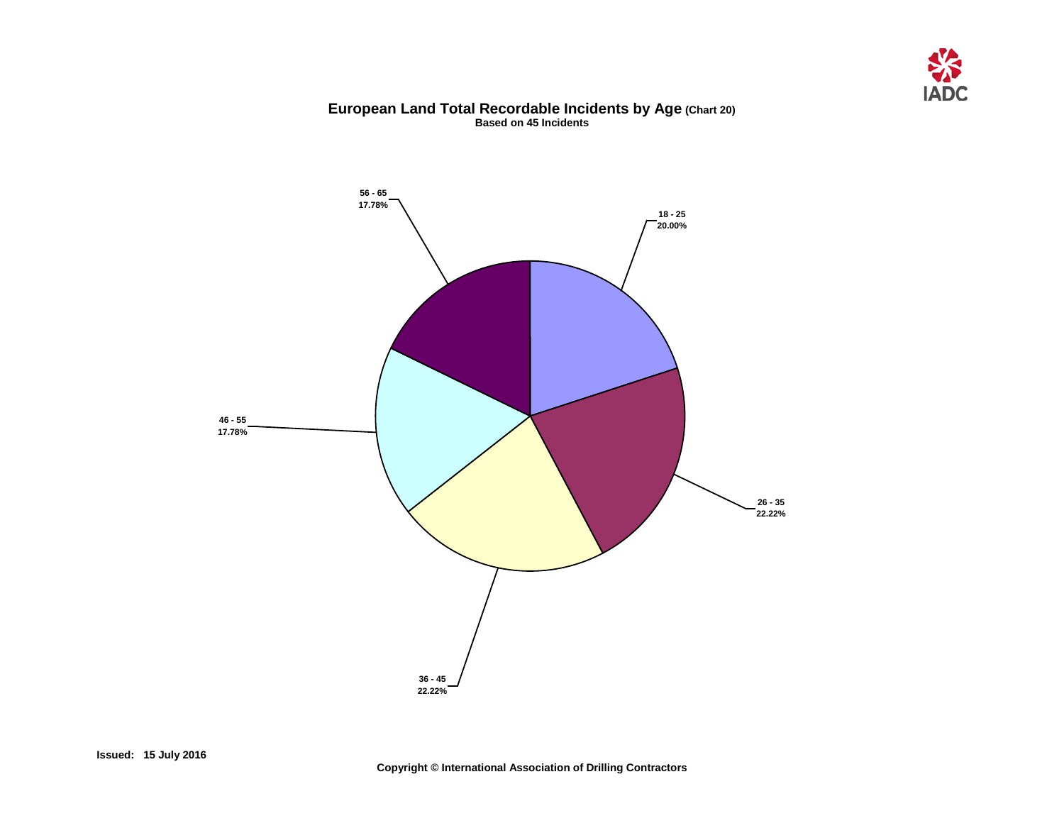# European Land Total Recordable Incidents by Age (Chart 20)

**Based on 45 Incidents**

56 - 65
17.78%

18 - 25
20.00%

46 - 55
17.78%

26 - 35
22.22%

36 - 45
22.22%

**Issued: 15 July 2016**

**Copyright © International Association of Drilling Contractors**